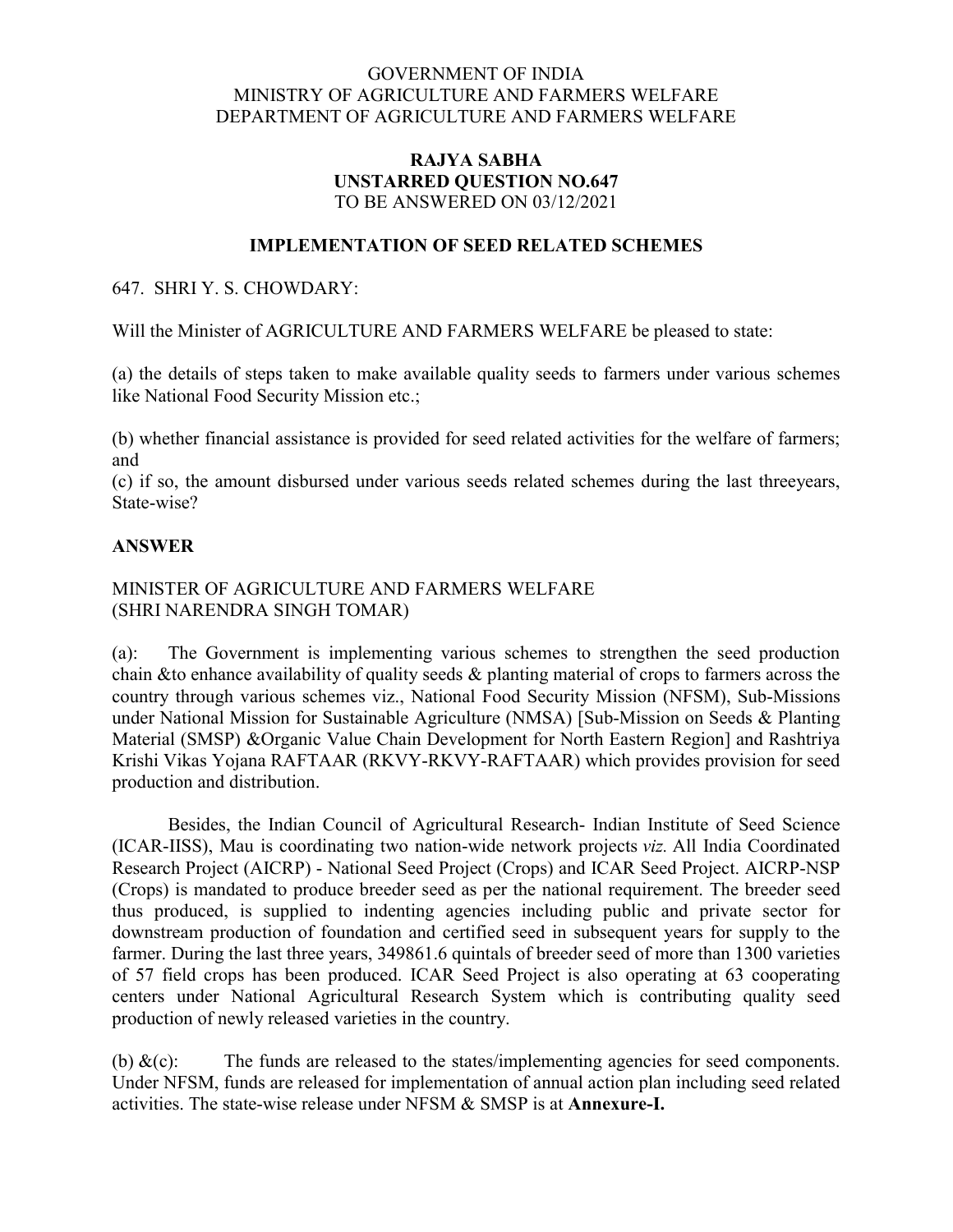GOVERNMENT OF INDIA
MINISTRY OF AGRICULTURE AND FARMERS WELFARE
DEPARTMENT OF AGRICULTURE AND FARMERS WELFARE

**RAJYA SABHA**
**UNSTARRED QUESTION NO.647**
TO BE ANSWERED ON 03/12/2021

**IMPLEMENTATION OF SEED RELATED SCHEMES**

647. SHRI Y. S. CHOWDARY:

Will the Minister of AGRICULTURE AND FARMERS WELFARE be pleased to state:

(a) the details of steps taken to make available quality seeds to farmers under various schemes like National Food Security Mission etc.;

(b) whether financial assistance is provided for seed related activities for the welfare of farmers; and

(c) if so, the amount disbursed under various seeds related schemes during the last threeyears, State-wise?

**ANSWER**

MINISTER OF AGRICULTURE AND FARMERS WELFARE
(SHRI NARENDRA SINGH TOMAR)

(a): The Government is implementing various schemes to strengthen the seed production chain &to enhance availability of quality seeds & planting material of crops to farmers across the country through various schemes viz., National Food Security Mission (NFSM), Sub-Missions under National Mission for Sustainable Agriculture (NMSA) [Sub-Mission on Seeds & Planting Material (SMSP) &Organic Value Chain Development for North Eastern Region] and Rashtriya Krishi Vikas Yojana RAFTAAR (RKVY-RKVY-RAFTAAR) which provides provision for seed production and distribution.

Besides, the Indian Council of Agricultural Research- Indian Institute of Seed Science (ICAR-IISS), Mau is coordinating two nation-wide network projects *viz.* All India Coordinated Research Project (AICRP) - National Seed Project (Crops) and ICAR Seed Project. AICRP-NSP (Crops) is mandated to produce breeder seed as per the national requirement. The breeder seed thus produced, is supplied to indenting agencies including public and private sector for downstream production of foundation and certified seed in subsequent years for supply to the farmer. During the last three years, 349861.6 quintals of breeder seed of more than 1300 varieties of 57 field crops has been produced. ICAR Seed Project is also operating at 63 cooperating centers under National Agricultural Research System which is contributing quality seed production of newly released varieties in the country.

(b) &(c): The funds are released to the states/implementing agencies for seed components. Under NFSM, funds are released for implementation of annual action plan including seed related activities. The state-wise release under NFSM & SMSP is at **Annexure-I.**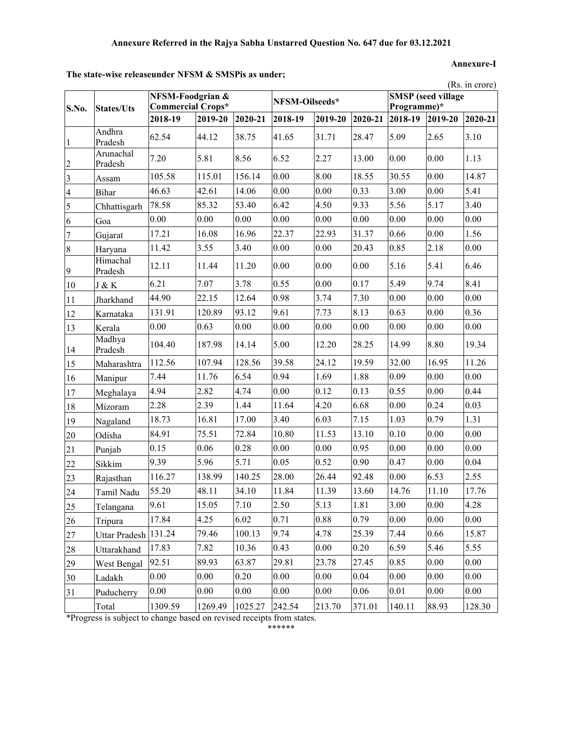**Annexure Referred in the Rajya Sabha Unstarred Question No. 647 due for 03.12.2021**

**Annexure-I**

**The state-wise releaseunder NFSM & SMSPis as under;**

(Rs. in crore)

| S.No. | States/Uts | NFSM-Foodgrian & Commercial Crops* | | | NFSM-Oilseeds* | | | SMSP (seed village Programme)* | | |
|---|---|---|---|---|---|---|---|---|---|---|
| | | 2018-19 | 2019-20 | 2020-21 | 2018-19 | 2019-20 | 2020-21 | 2018-19 | 2019-20 | 2020-21 |
| 1 | Andhra Pradesh | 62.54 | 44.12 | 38.75 | 41.65 | 31.71 | 28.47 | 5.09 | 2.65 | 3.10 |
| 2 | Arunachal Pradesh | 7.20 | 5.81 | 8.56 | 6.52 | 2.27 | 13.00 | 0.00 | 0.00 | 1.13 |
| 3 | Assam | 105.58 | 115.01 | 156.14 | 0.00 | 8.00 | 18.55 | 30.55 | 0.00 | 14.87 |
| 4 | Bihar | 46.63 | 42.61 | 14.06 | 0.00 | 0.00 | 0.33 | 3.00 | 0.00 | 5.41 |
| 5 | Chhattisgarh | 78.58 | 85.32 | 53.40 | 6.42 | 4.50 | 9.33 | 5.56 | 5.17 | 3.40 |
| 6 | Goa | 0.00 | 0.00 | 0.00 | 0.00 | 0.00 | 0.00 | 0.00 | 0.00 | 0.00 |
| 7 | Gujarat | 17.21 | 16.08 | 16.96 | 22.37 | 22.93 | 31.37 | 0.66 | 0.00 | 1.56 |
| 8 | Haryana | 11.42 | 3.55 | 3.40 | 0.00 | 0.00 | 20.43 | 0.85 | 2.18 | 0.00 |
| 9 | Himachal Pradesh | 12.11 | 11.44 | 11.20 | 0.00 | 0.00 | 0.00 | 5.16 | 5.41 | 6.46 |
| 10 | J & K | 6.21 | 7.07 | 3.78 | 0.55 | 0.00 | 0.17 | 5.49 | 9.74 | 8.41 |
| 11 | Jharkhand | 44.90 | 22.15 | 12.64 | 0.98 | 3.74 | 7.30 | 0.00 | 0.00 | 0.00 |
| 12 | Karnataka | 131.91 | 120.89 | 93.12 | 9.61 | 7.73 | 8.13 | 0.63 | 0.00 | 0.36 |
| 13 | Kerala | 0.00 | 0.63 | 0.00 | 0.00 | 0.00 | 0.00 | 0.00 | 0.00 | 0.00 |
| 14 | Madhya Pradesh | 104.40 | 187.98 | 14.14 | 5.00 | 12.20 | 28.25 | 14.99 | 8.80 | 19.34 |
| 15 | Maharashtra | 112.56 | 107.94 | 128.56 | 39.58 | 24.12 | 19.59 | 32.00 | 16.95 | 11.26 |
| 16 | Manipur | 7.44 | 11.76 | 6.54 | 0.94 | 1.69 | 1.88 | 0.09 | 0.00 | 0.00 |
| 17 | Meghalaya | 4.94 | 2.82 | 4.74 | 0.00 | 0.12 | 0.13 | 0.55 | 0.00 | 0.44 |
| 18 | Mizoram | 2.28 | 2.39 | 1.44 | 11.64 | 4.20 | 6.68 | 0.00 | 0.24 | 0.03 |
| 19 | Nagaland | 18.73 | 16.81 | 17.00 | 3.40 | 6.03 | 7.15 | 1.03 | 0.79 | 1.31 |
| 20 | Odisha | 84.91 | 75.51 | 72.84 | 10.80 | 11.53 | 13.10 | 0.10 | 0.00 | 0.00 |
| 21 | Punjab | 0.15 | 0.06 | 0.28 | 0.00 | 0.00 | 0.95 | 0.00 | 0.00 | 0.00 |
| 22 | Sikkim | 9.39 | 5.96 | 5.71 | 0.05 | 0.52 | 0.90 | 0.47 | 0.00 | 0.04 |
| 23 | Rajasthan | 116.27 | 138.99 | 140.25 | 28.00 | 26.44 | 92.48 | 0.00 | 6.53 | 2.55 |
| 24 | Tamil Nadu | 55.20 | 48.11 | 34.10 | 11.84 | 11.39 | 13.60 | 14.76 | 11.10 | 17.76 |
| 25 | Telangana | 9.61 | 15.05 | 7.10 | 2.50 | 5.13 | 1.81 | 3.00 | 0.00 | 4.28 |
| 26 | Tripura | 17.84 | 4.25 | 6.02 | 0.71 | 0.88 | 0.79 | 0.00 | 0.00 | 0.00 |
| 27 | Uttar Pradesh | 131.24 | 79.46 | 100.13 | 9.74 | 4.78 | 25.39 | 7.44 | 0.66 | 15.87 |
| 28 | Uttarakhand | 17.83 | 7.82 | 10.36 | 0.43 | 0.00 | 0.20 | 6.59 | 5.46 | 5.55 |
| 29 | West Bengal | 92.51 | 89.93 | 63.87 | 29.81 | 23.78 | 27.45 | 0.85 | 0.00 | 0.00 |
| 30 | Ladakh | 0.00 | 0.00 | 0.20 | 0.00 | 0.00 | 0.04 | 0.00 | 0.00 | 0.00 |
| 31 | Puducherry | 0.00 | 0.00 | 0.00 | 0.00 | 0.00 | 0.06 | 0.01 | 0.00 | 0.00 |
| | Total | 1309.59 | 1269.49 | 1025.27 | 242.54 | 213.70 | 371.01 | 140.11 | 88.93 | 128.30 |

*Progress is subject to change based on revised receipts from states.

******